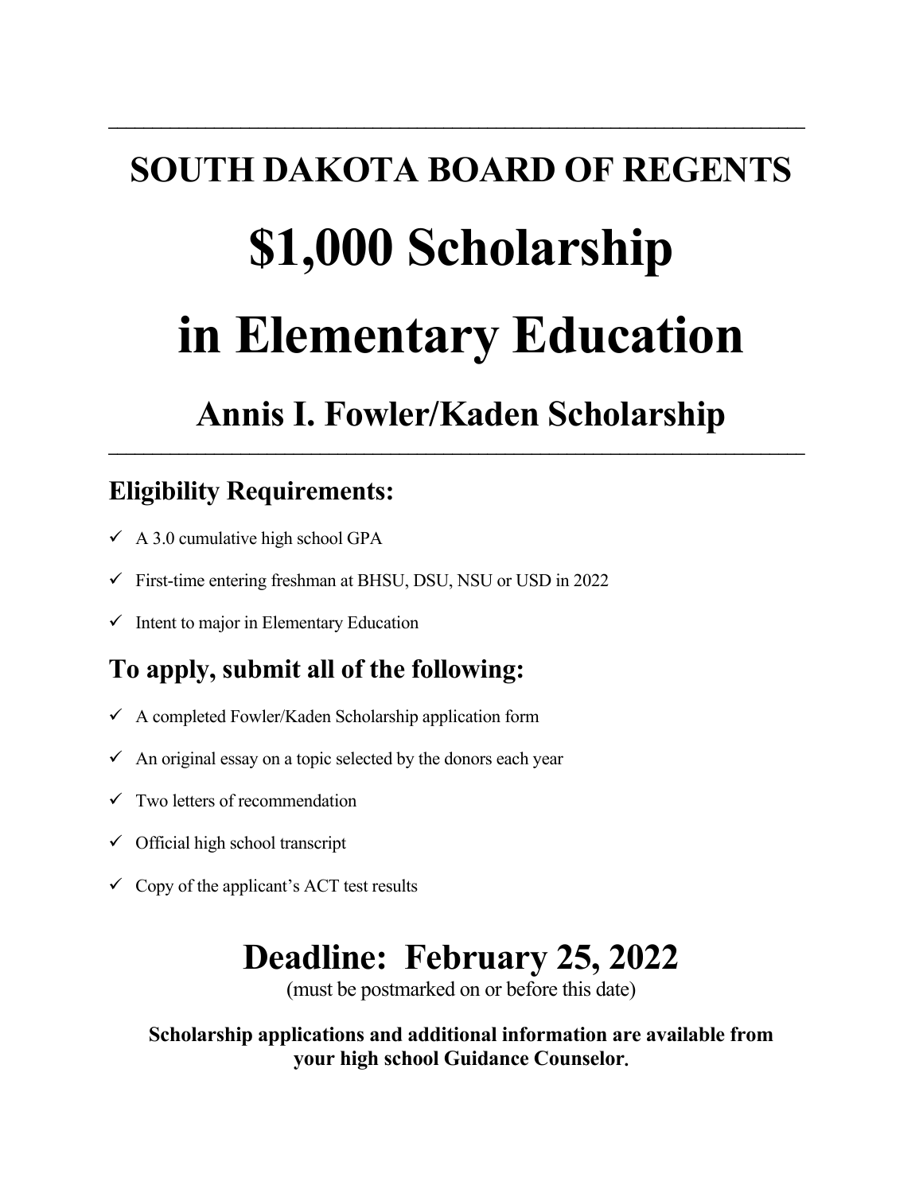# SOUTH DAKOTA BOARD OF REGENTS

# $1,000 Scholarship

# in Elementary Education

## Annis I. Fowler/Kaden Scholarship

---

### Eligibility Requirements:

- ✓ A 3.0 cumulative high school GPA
- ✓ First-time entering freshman at BHSU, DSU, NSU or USD in 2022
- ✓ Intent to major in Elementary Education

### To apply, submit all of the following:

- ✓ A completed Fowler/Kaden Scholarship application form
- ✓ An original essay on a topic selected by the donors each year
- ✓ Two letters of recommendation
- ✓ Official high school transcript
- ✓ Copy of the applicant's ACT test results

## Deadline: February 25, 2022

(must be postmarked on or before this date)

**Scholarship applications and additional information are available from your high school Guidance Counselor.**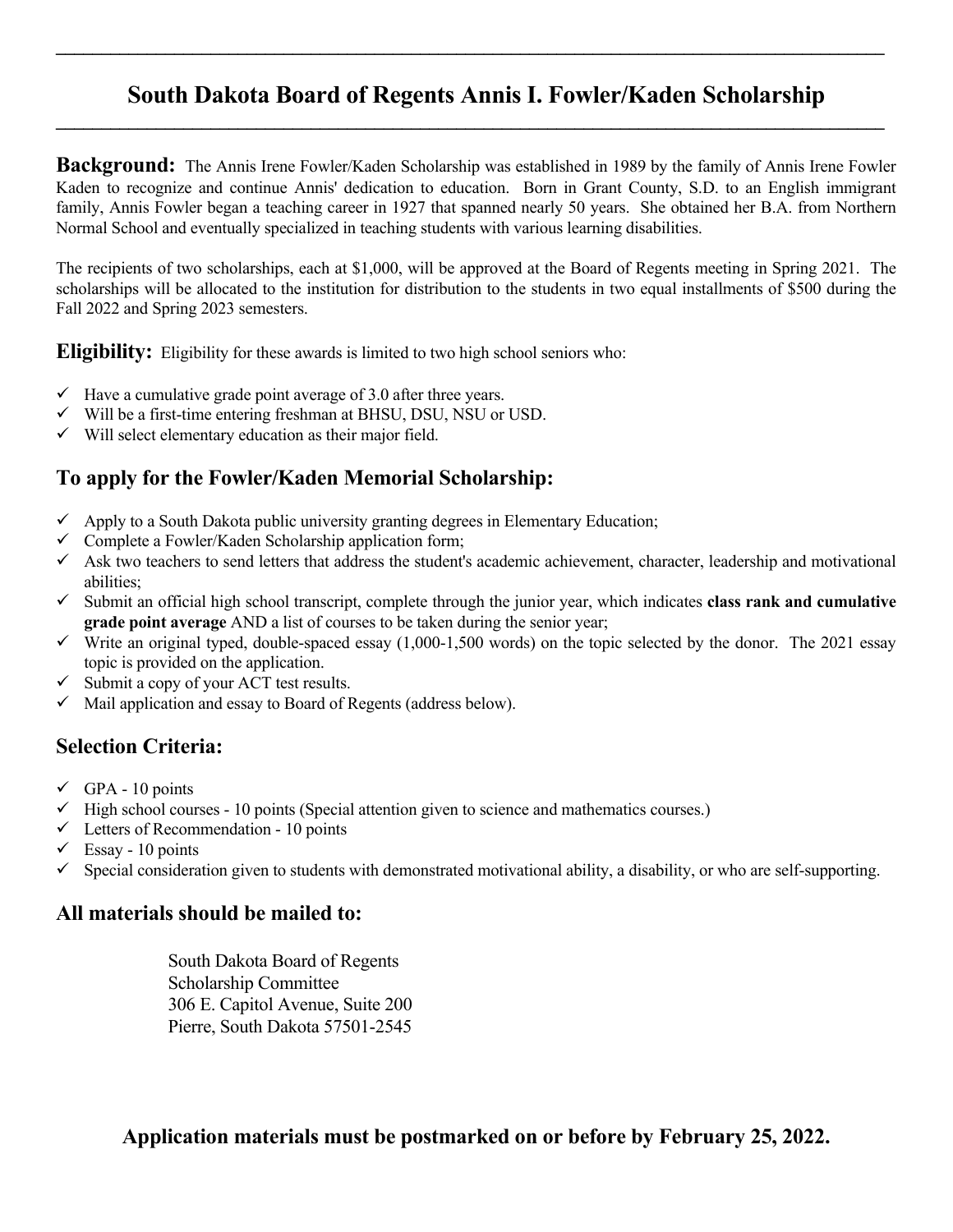# South Dakota Board of Regents Annis I. Fowler/Kaden Scholarship

**Background:** The Annis Irene Fowler/Kaden Scholarship was established in 1989 by the family of Annis Irene Fowler Kaden to recognize and continue Annis' dedication to education. Born in Grant County, S.D. to an English immigrant family, Annis Fowler began a teaching career in 1927 that spanned nearly 50 years. She obtained her B.A. from Northern Normal School and eventually specialized in teaching students with various learning disabilities.

The recipients of two scholarships, each at $1,000, will be approved at the Board of Regents meeting in Spring 2021. The scholarships will be allocated to the institution for distribution to the students in two equal installments of $500 during the Fall 2022 and Spring 2023 semesters.

**Eligibility:** Eligibility for these awards is limited to two high school seniors who:

- ✓ Have a cumulative grade point average of 3.0 after three years.
- ✓ Will be a first-time entering freshman at BHSU, DSU, NSU or USD.
- ✓ Will select elementary education as their major field.

## To apply for the Fowler/Kaden Memorial Scholarship:

- ✓ Apply to a South Dakota public university granting degrees in Elementary Education;
- ✓ Complete a Fowler/Kaden Scholarship application form;
- ✓ Ask two teachers to send letters that address the student's academic achievement, character, leadership and motivational abilities;
- ✓ Submit an official high school transcript, complete through the junior year, which indicates **class rank and cumulative grade point average** AND a list of courses to be taken during the senior year;
- ✓ Write an original typed, double-spaced essay (1,000-1,500 words) on the topic selected by the donor. The 2021 essay topic is provided on the application.
- ✓ Submit a copy of your ACT test results.
- ✓ Mail application and essay to Board of Regents (address below).

## Selection Criteria:

- ✓ GPA - 10 points
- ✓ High school courses - 10 points (Special attention given to science and mathematics courses.)
- ✓ Letters of Recommendation - 10 points
- ✓ Essay - 10 points
- ✓ Special consideration given to students with demonstrated motivational ability, a disability, or who are self-supporting.

## All materials should be mailed to:

South Dakota Board of Regents
Scholarship Committee
306 E. Capitol Avenue, Suite 200
Pierre, South Dakota 57501-2545

**Application materials must be postmarked on or before by February 25, 2022.**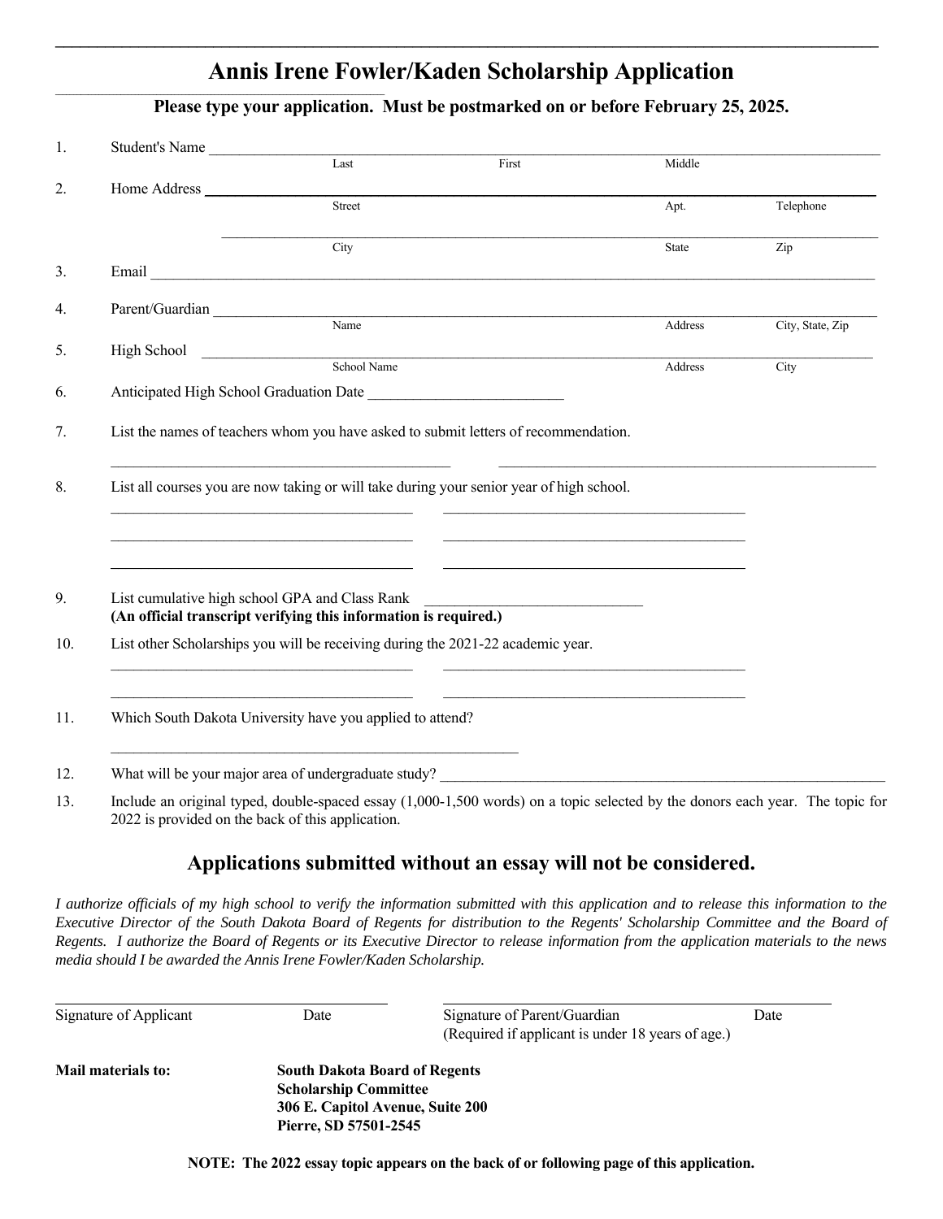# Annis Irene Fowler/Kaden Scholarship Application

**Please type your application. Must be postmarked on or before February 25, 2025.**

1. Student's Name ______________________________________________
   Last / First / Middle

2. Home Address ______________________________________________
   Street / Apt. / Telephone

   ______________________________________________
   City / State / Zip

3. Email ______________________________________________

4. Parent/Guardian ______________________________________________
   Name / Address / City, State, Zip

5. High School ______________________________________________
   School Name / Address / City

6. Anticipated High School Graduation Date __________________________

7. List the names of teachers whom you have asked to submit letters of recommendation.

   ______________________________ ______________________________

8. List all courses you are now taking or will take during your senior year of high school.

   ______________________________ ______________________________

   ______________________________ ______________________________

   ______________________________ ______________________________

9. List cumulative high school GPA and Class Rank ______________________________
   **(An official transcript verifying this information is required.)**

10. List other Scholarships you will be receiving during the 2021-22 academic year.

    ______________________________ ______________________________

    ______________________________ ______________________________

11. Which South Dakota University have you applied to attend?

    ______________________________

12. What will be your major area of undergraduate study? ______________________________

13. Include an original typed, double-spaced essay (1,000-1,500 words) on a topic selected by the donors each year. The topic for 2022 is provided on the back of this application.

## Applications submitted without an essay will not be considered.

*I authorize officials of my high school to verify the information submitted with this application and to release this information to the Executive Director of the South Dakota Board of Regents for distribution to the Regents' Scholarship Committee and the Board of Regents. I authorize the Board of Regents or its Executive Director to release information from the application materials to the news media should I be awarded the Annis Irene Fowler/Kaden Scholarship.*

______________________________ ______________________________

Signature of Applicant Date

Signature of Parent/Guardian Date
(Required if applicant is under 18 years of age.)

**Mail materials to:**

**South Dakota Board of Regents**
**Scholarship Committee**
**306 E. Capitol Avenue, Suite 200**
**Pierre, SD 57501-2545**

**NOTE: The 2022 essay topic appears on the back of or following page of this application.**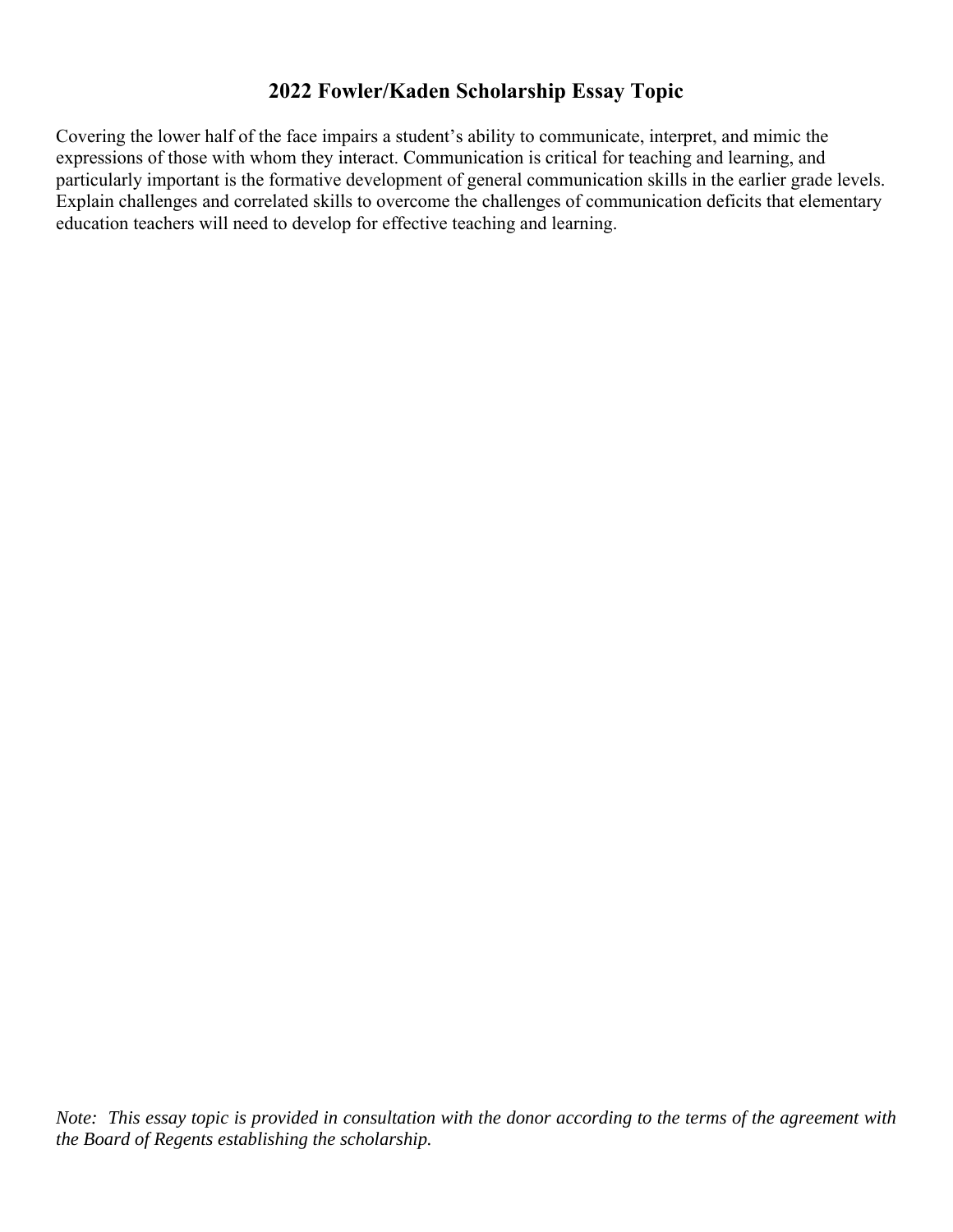# 2022 Fowler/Kaden Scholarship Essay Topic

Covering the lower half of the face impairs a student's ability to communicate, interpret, and mimic the expressions of those with whom they interact. Communication is critical for teaching and learning, and particularly important is the formative development of general communication skills in the earlier grade levels. Explain challenges and correlated skills to overcome the challenges of communication deficits that elementary education teachers will need to develop for effective teaching and learning.

*Note: This essay topic is provided in consultation with the donor according to the terms of the agreement with the Board of Regents establishing the scholarship.*